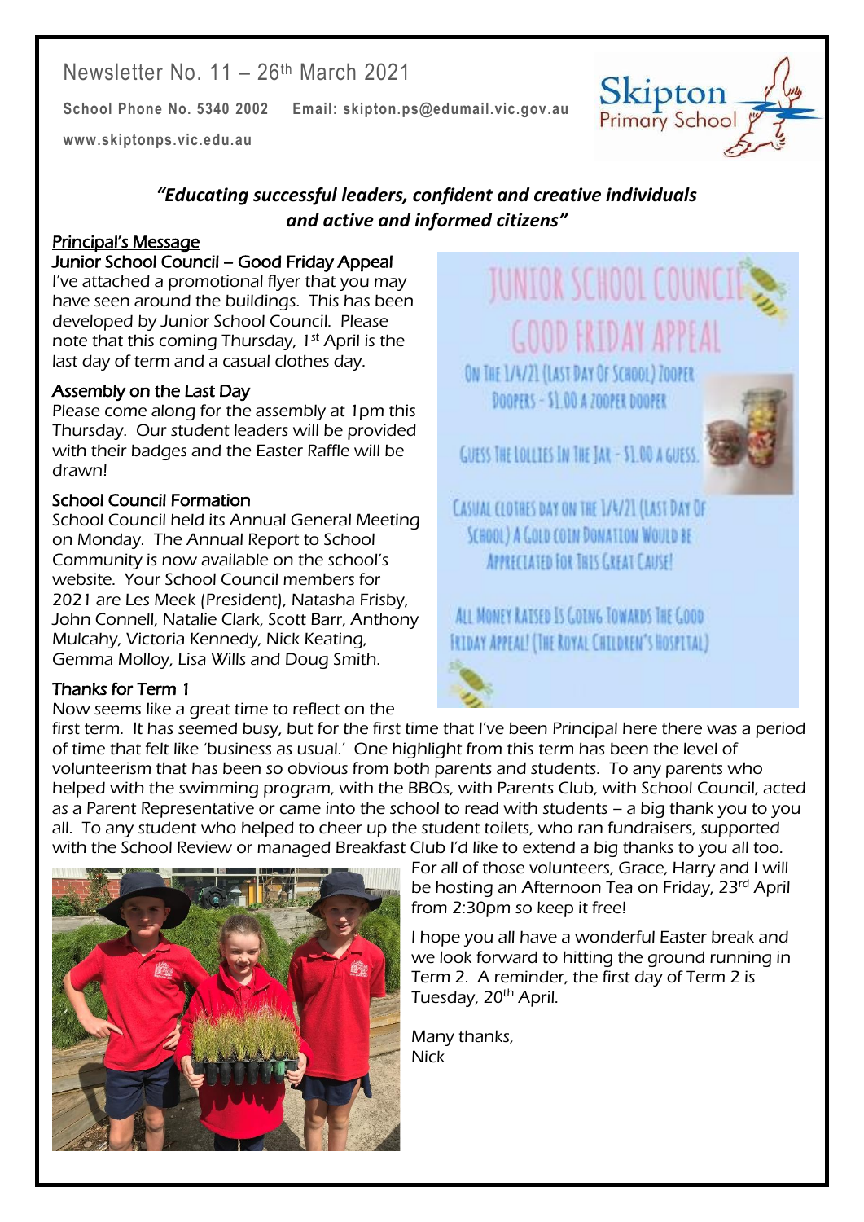Newsletter No. 11 – 26th March 2021

**School Phone No. 5340 2002** **Email: skipton.ps@edumail.vic.gov.au**

**www.skiptonps.vic.edu.au**

Skipton Primary School

***"Educating successful leaders, confident and creative individuals and active and informed citizens"***

## Principal's Message

### Junior School Council – Good Friday Appeal

I've attached a promotional flyer that you may have seen around the buildings. This has been developed by Junior School Council. Please note that this coming Thursday, 1st April is the last day of term and a casual clothes day.

JUNIOR SCHOOL COUNCIL GOOD FRIDAY APPEAL

On The 1/4/21 (Last Day Of School) Zooper Doopers - $1.00 a zooper dooper

Guess The Lollies In The Jar - $1.00 a guess.

Casual clothes day on the 1/4/21 (Last Day Of School) A Gold coin donation would be appreciated for this great cause!

All Money Raised Is Going Towards The Good Friday Appeal! (The Royal Children's Hospital)

### Assembly on the Last Day

Please come along for the assembly at 1pm this Thursday. Our student leaders will be provided with their badges and the Easter Raffle will be drawn!

### School Council Formation

School Council held its Annual General Meeting on Monday. The Annual Report to School Community is now available on the school's website. Your School Council members for 2021 are Les Meek (President), Natasha Frisby, John Connell, Natalie Clark, Scott Barr, Anthony Mulcahy, Victoria Kennedy, Nick Keating, Gemma Molloy, Lisa Wills and Doug Smith.

### Thanks for Term 1

Now seems like a great time to reflect on the first term. It has seemed busy, but for the first time that I've been Principal here there was a period of time that felt like 'business as usual.' One highlight from this term has been the level of volunteerism that has been so obvious from both parents and students. To any parents who helped with the swimming program, with the BBQs, with Parents Club, with School Council, acted as a Parent Representative or came into the school to read with students – a big thank you to you all. To any student who helped to cheer up the student toilets, who ran fundraisers, supported with the School Review or managed Breakfast Club I'd like to extend a big thanks to you all too. For all of those volunteers, Grace, Harry and I will be hosting an Afternoon Tea on Friday, 23rd April from 2:30pm so keep it free!

I hope you all have a wonderful Easter break and we look forward to hitting the ground running in Term 2. A reminder, the first day of Term 2 is Tuesday, 20th April.

Many thanks,
Nick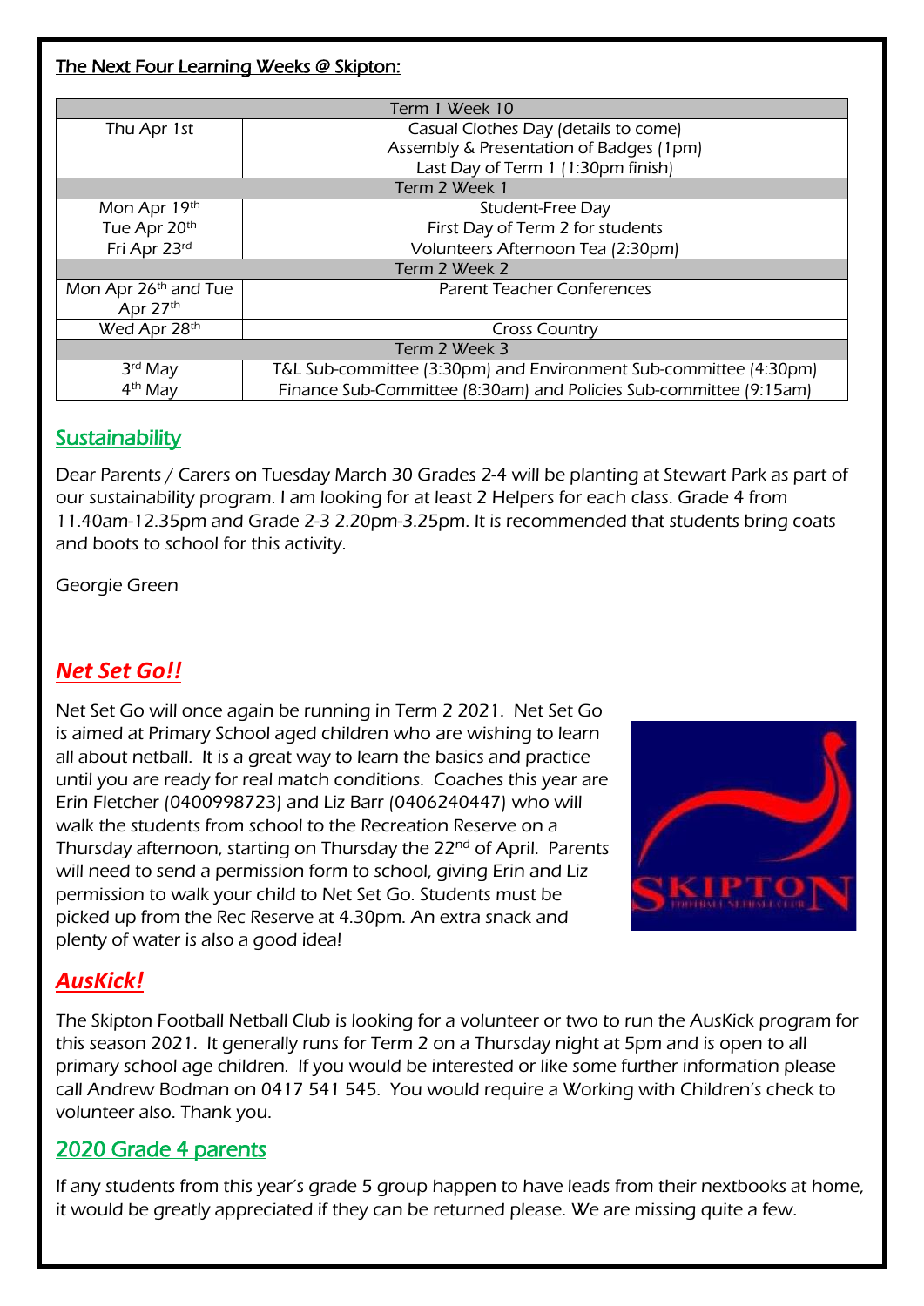## The Next Four Learning Weeks @ Skipton:

| Term 1 Week 10 | |
|---|---|
| Thu Apr 1st | Casual Clothes Day (details to come)<br>Assembly & Presentation of Badges (1pm)<br>Last Day of Term 1 (1:30pm finish) |
| **Term 2 Week 1** | |
| Mon Apr 19th | Student-Free Day |
| Tue Apr 20th | First Day of Term 2 for students |
| Fri Apr 23rd | Volunteers Afternoon Tea (2:30pm) |
| **Term 2 Week 2** | |
| Mon Apr 26th and Tue Apr 27th | Parent Teacher Conferences |
| Wed Apr 28th | Cross Country |
| **Term 2 Week 3** | |
| 3rd May | T&L Sub-committee (3:30pm) and Environment Sub-committee (4:30pm) |
| 4th May | Finance Sub-Committee (8:30am) and Policies Sub-committee (9:15am) |

## Sustainability

Dear Parents / Carers on Tuesday March 30 Grades 2-4 will be planting at Stewart Park as part of our sustainability program. I am looking for at least 2 Helpers for each class. Grade 4 from 11.40am-12.35pm and Grade 2-3 2.20pm-3.25pm. It is recommended that students bring coats and boots to school for this activity.

Georgie Green

## *Net Set Go!!*

Net Set Go will once again be running in Term 2 2021. Net Set Go is aimed at Primary School aged children who are wishing to learn all about netball. It is a great way to learn the basics and practice until you are ready for real match conditions. Coaches this year are Erin Fletcher (0400998723) and Liz Barr (0406240447) who will walk the students from school to the Recreation Reserve on a Thursday afternoon, starting on Thursday the 22nd of April. Parents will need to send a permission form to school, giving Erin and Liz permission to walk your child to Net Set Go. Students must be picked up from the Rec Reserve at 4.30pm. An extra snack and plenty of water is also a good idea!

## *AusKick!*

The Skipton Football Netball Club is looking for a volunteer or two to run the AusKick program for this season 2021. It generally runs for Term 2 on a Thursday night at 5pm and is open to all primary school age children. If you would be interested or like some further information please call Andrew Bodman on 0417 541 545. You would require a Working with Children's check to volunteer also. Thank you.

## 2020 Grade 4 parents

If any students from this year's grade 5 group happen to have leads from their nextbooks at home, it would be greatly appreciated if they can be returned please. We are missing quite a few.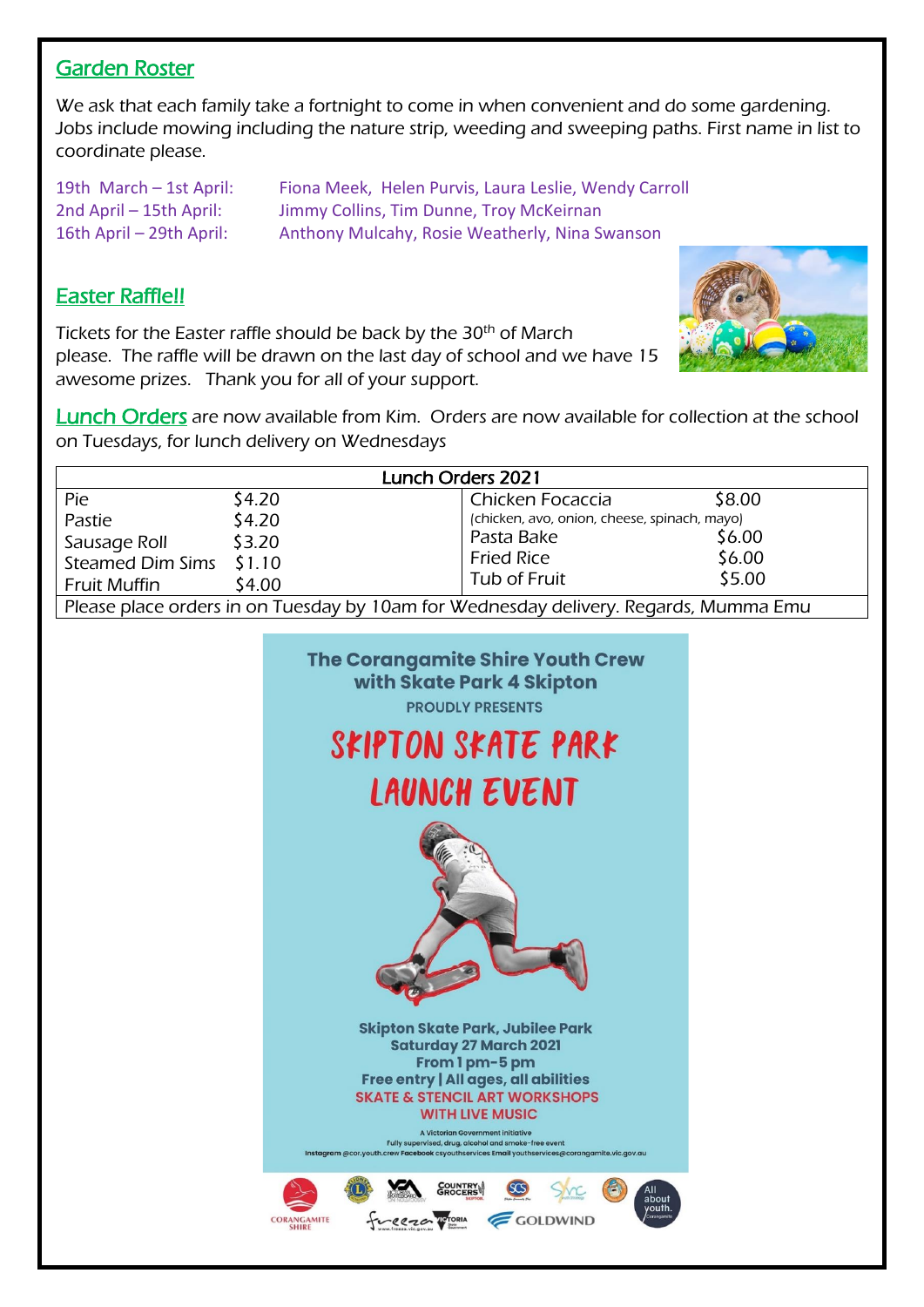## Garden Roster

We ask that each family take a fortnight to come in when convenient and do some gardening. Jobs include mowing including the nature strip, weeding and sweeping paths. First name in list to coordinate please.

19th March – 1st April: Fiona Meek, Helen Purvis, Laura Leslie, Wendy Carroll
2nd April – 15th April: Jimmy Collins, Tim Dunne, Troy McKeirnan
16th April – 29th April: Anthony Mulcahy, Rosie Weatherly, Nina Swanson

## Easter Raffle!!

Tickets for the Easter raffle should be back by the 30th of March please. The raffle will be drawn on the last day of school and we have 15 awesome prizes. Thank you for all of your support.

**Lunch Orders** are now available from Kim. Orders are now available for collection at the school on Tuesdays, for lunch delivery on Wednesdays

| Lunch Orders 2021 | | | |
|---|---|---|---|
| Pie | $4.20 | Chicken Focaccia | $8.00 |
| Pastie | $4.20 | (chicken, avo, onion, cheese, spinach, mayo) | |
| Sausage Roll | $3.20 | Pasta Bake | $6.00 |
| Steamed Dim Sims | $1.10 | Fried Rice | $6.00 |
| Fruit Muffin | $4.00 | Tub of Fruit | $5.00 |
| Please place orders in on Tuesday by 10am for Wednesday delivery. Regards, Mumma Emu | | | |

The Corangamite Shire Youth Crew with Skate Park 4 Skipton

PROUDLY PRESENTS

SKIPTON SKATE PARK LAUNCH EVENT

Skipton Skate Park, Jubilee Park
Saturday 27 March 2021
From 1 pm-5 pm
Free entry | All ages, all abilities
SKATE & STENCIL ART WORKSHOPS
WITH LIVE MUSIC

A Victorian Government initiative
Fully supervised, drug, alcohol and smoke-free event
Instagram @cor.youth.crew Facebook csyouthservices Email youthservices@corangamite.vic.gov.au